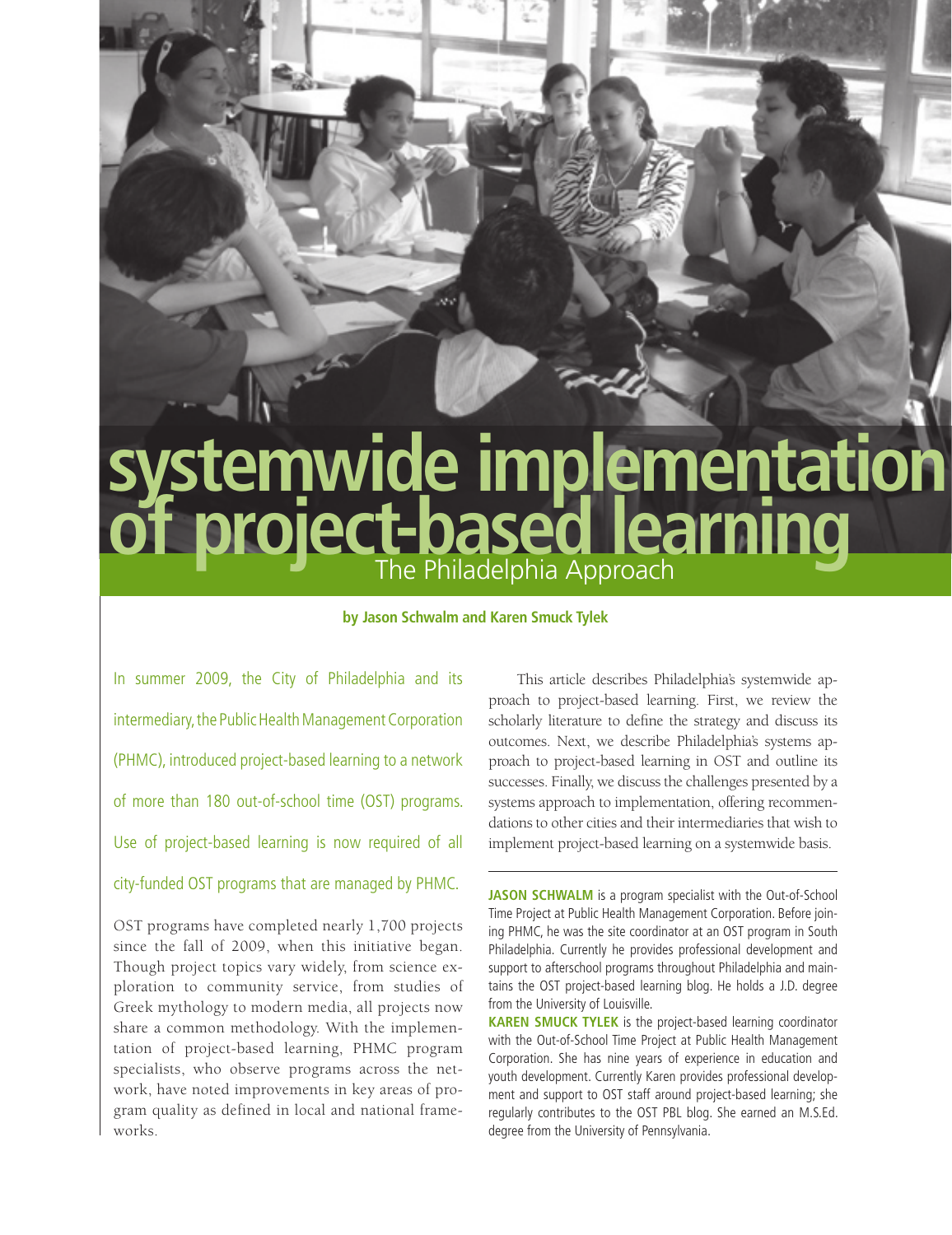# systemwide implementation of project-based learning

## The Philadelphia Approach

**by Jason Schwalm and Karen Smuck Tylek**

In summer 2009, the City of Philadelphia and its intermediary, the Public Health Management Corporation (PHMC), introduced project-based learning to a network of more than 180 out-of-school time (OST) programs. Use of project-based learning is now required of all city-funded OST programs that are managed by PHMC.

OST programs have completed nearly 1,700 projects since the fall of 2009, when this initiative began. Though project topics vary widely, from science exploration to community service, from studies of Greek mythology to modern media, all projects now share a common methodology. With the implementation of project-based learning, PHMC program specialists, who observe programs across the network, have noted improvements in key areas of program quality as defined in local and national frameworks.

This article describes Philadelphia's systemwide approach to project-based learning. First, we review the scholarly literature to define the strategy and discuss its outcomes. Next, we describe Philadelphia's systems approach to project-based learning in OST and outline its successes. Finally, we discuss the challenges presented by a systems approach to implementation, offering recommendations to other cities and their intermediaries that wish to implement project-based learning on a systemwide basis.

---

**JASON SCHWALM** is a program specialist with the Out-of-School Time Project at Public Health Management Corporation. Before joining PHMC, he was the site coordinator at an OST program in South Philadelphia. Currently he provides professional development and support to afterschool programs throughout Philadelphia and maintains the OST project-based learning blog. He holds a J.D. degree from the University of Louisville.

**KAREN SMUCK TYLEK** is the project-based learning coordinator with the Out-of-School Time Project at Public Health Management Corporation. She has nine years of experience in education and youth development. Currently Karen provides professional development and support to OST staff around project-based learning; she regularly contributes to the OST PBL blog. She earned an M.S.Ed. degree from the University of Pennsylvania.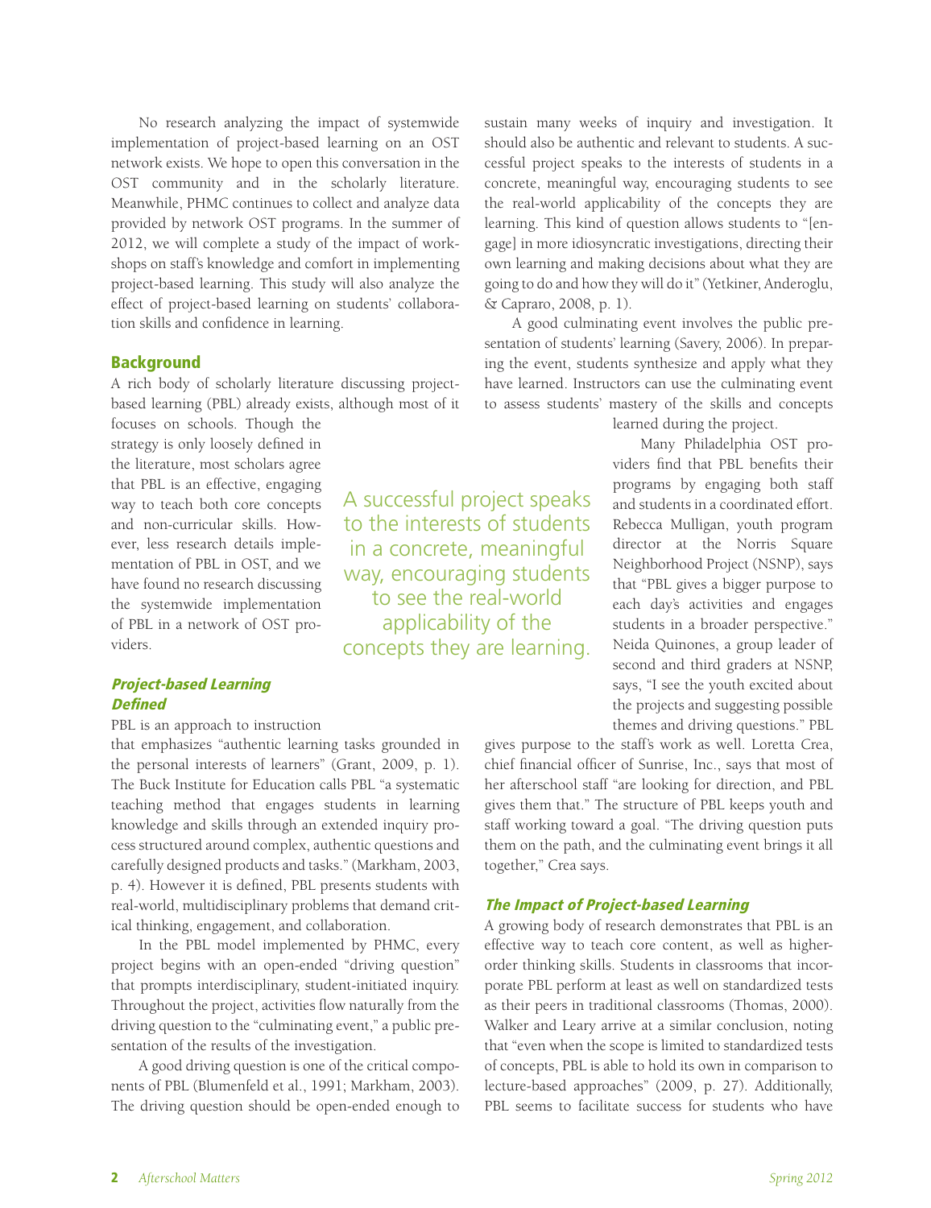No research analyzing the impact of systemwide implementation of project-based learning on an OST network exists. We hope to open this conversation in the OST community and in the scholarly literature. Meanwhile, PHMC continues to collect and analyze data provided by network OST programs. In the summer of 2012, we will complete a study of the impact of workshops on staff's knowledge and comfort in implementing project-based learning. This study will also analyze the effect of project-based learning on students' collaboration skills and confidence in learning.

## Background

A rich body of scholarly literature discussing project-based learning (PBL) already exists, although most of it focuses on schools. Though the strategy is only loosely defined in the literature, most scholars agree that PBL is an effective, engaging way to teach both core concepts and non-curricular skills. However, less research details implementation of PBL in OST, and we have found no research discussing the systemwide implementation of PBL in a network of OST providers.

### *Project-based Learning Defined*

PBL is an approach to instruction that emphasizes "authentic learning tasks grounded in the personal interests of learners" (Grant, 2009, p. 1). The Buck Institute for Education calls PBL "a systematic teaching method that engages students in learning knowledge and skills through an extended inquiry process structured around complex, authentic questions and carefully designed products and tasks." (Markham, 2003, p. 4). However it is defined, PBL presents students with real-world, multidisciplinary problems that demand critical thinking, engagement, and collaboration.

In the PBL model implemented by PHMC, every project begins with an open-ended "driving question" that prompts interdisciplinary, student-initiated inquiry. Throughout the project, activities flow naturally from the driving question to the "culminating event," a public presentation of the results of the investigation.

A good driving question is one of the critical components of PBL (Blumenfeld et al., 1991; Markham, 2003). The driving question should be open-ended enough to sustain many weeks of inquiry and investigation. It should also be authentic and relevant to students. A successful project speaks to the interests of students in a concrete, meaningful way, encouraging students to see the real-world applicability of the concepts they are learning. This kind of question allows students to "[engage] in more idiosyncratic investigations, directing their own learning and making decisions about what they are going to do and how they will do it" (Yetkiner, Anderoglu, & Capraro, 2008, p. 1).

A good culminating event involves the public presentation of students' learning (Savery, 2006). In preparing the event, students synthesize and apply what they have learned. Instructors can use the culminating event to assess students' mastery of the skills and concepts learned during the project.

> A successful project speaks to the interests of students in a concrete, meaningful way, encouraging students to see the real-world applicability of the concepts they are learning.

Many Philadelphia OST providers find that PBL benefits their programs by engaging both staff and students in a coordinated effort. Rebecca Mulligan, youth program director at the Norris Square Neighborhood Project (NSNP), says that "PBL gives a bigger purpose to each day's activities and engages students in a broader perspective." Neida Quinones, a group leader of second and third graders at NSNP, says, "I see the youth excited about the projects and suggesting possible themes and driving questions." PBL gives purpose to the staff's work as well. Loretta Crea, chief financial officer of Sunrise, Inc., says that most of her afterschool staff "are looking for direction, and PBL gives them that." The structure of PBL keeps youth and staff working toward a goal. "The driving question puts them on the path, and the culminating event brings it all together," Crea says.

### *The Impact of Project-based Learning*

A growing body of research demonstrates that PBL is an effective way to teach core content, as well as higher-order thinking skills. Students in classrooms that incorporate PBL perform at least as well on standardized tests as their peers in traditional classrooms (Thomas, 2000). Walker and Leary arrive at a similar conclusion, noting that "even when the scope is limited to standardized tests of concepts, PBL is able to hold its own in comparison to lecture-based approaches" (2009, p. 27). Additionally, PBL seems to facilitate success for students who have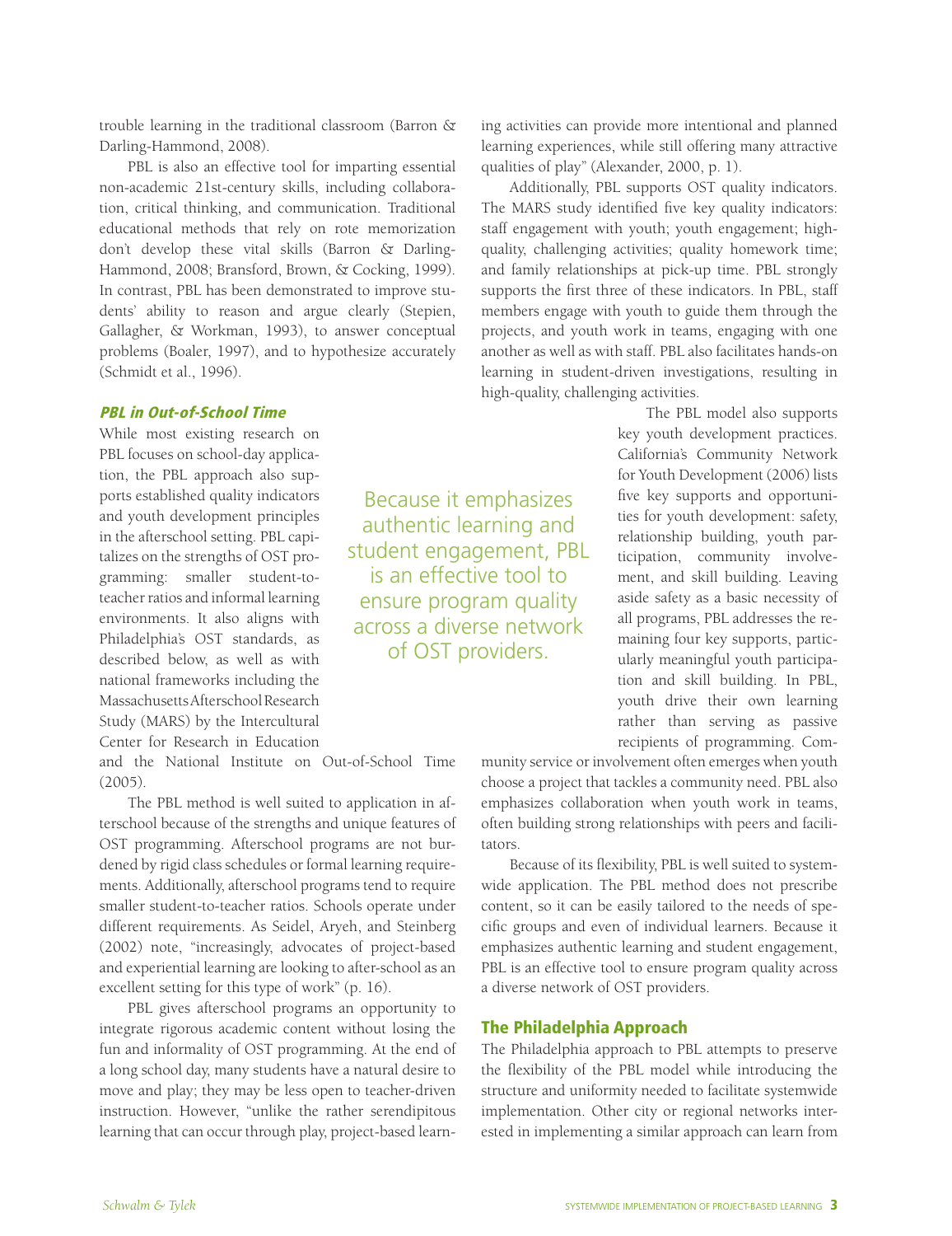trouble learning in the traditional classroom (Barron & Darling-Hammond, 2008).

PBL is also an effective tool for imparting essential non-academic 21st-century skills, including collaboration, critical thinking, and communication. Traditional educational methods that rely on rote memorization don't develop these vital skills (Barron & Darling-Hammond, 2008; Bransford, Brown, & Cocking, 1999). In contrast, PBL has been demonstrated to improve students' ability to reason and argue clearly (Stepien, Gallagher, & Workman, 1993), to answer conceptual problems (Boaler, 1997), and to hypothesize accurately (Schmidt et al., 1996).

### *PBL in Out-of-School Time*

While most existing research on PBL focuses on school-day application, the PBL approach also supports established quality indicators and youth development principles in the afterschool setting. PBL capitalizes on the strengths of OST programming: smaller student-to-teacher ratios and informal learning environments. It also aligns with Philadelphia's OST standards, as described below, as well as with national frameworks including the Massachusetts Afterschool Research Study (MARS) by the Intercultural Center for Research in Education and the National Institute on Out-of-School Time (2005).

The PBL method is well suited to application in afterschool because of the strengths and unique features of OST programming. Afterschool programs are not burdened by rigid class schedules or formal learning requirements. Additionally, afterschool programs tend to require smaller student-to-teacher ratios. Schools operate under different requirements. As Seidel, Aryeh, and Steinberg (2002) note, "increasingly, advocates of project-based and experiential learning are looking to after-school as an excellent setting for this type of work" (p. 16).

PBL gives afterschool programs an opportunity to integrate rigorous academic content without losing the fun and informality of OST programming. At the end of a long school day, many students have a natural desire to move and play; they may be less open to teacher-driven instruction. However, "unlike the rather serendipitous learning that can occur through play, project-based learning activities can provide more intentional and planned learning experiences, while still offering many attractive qualities of play" (Alexander, 2000, p. 1).

Additionally, PBL supports OST quality indicators. The MARS study identified five key quality indicators: staff engagement with youth; youth engagement; high-quality, challenging activities; quality homework time; and family relationships at pick-up time. PBL strongly supports the first three of these indicators. In PBL, staff members engage with youth to guide them through the projects, and youth work in teams, engaging with one another as well as with staff. PBL also facilitates hands-on learning in student-driven investigations, resulting in high-quality, challenging activities.

The PBL model also supports key youth development practices. California's Community Network for Youth Development (2006) lists five key supports and opportunities for youth development: safety, relationship building, youth participation, community involvement, and skill building. Leaving aside safety as a basic necessity of all programs, PBL addresses the remaining four key supports, particularly meaningful youth participation and skill building. In PBL, youth drive their own learning rather than serving as passive recipients of programming. Community service or involvement often emerges when youth choose a project that tackles a community need. PBL also emphasizes collaboration when youth work in teams, often building strong relationships with peers and facilitators.

Because of its flexibility, PBL is well suited to systemwide application. The PBL method does not prescribe content, so it can be easily tailored to the needs of specific groups and even of individual learners. Because it emphasizes authentic learning and student engagement, PBL is an effective tool to ensure program quality across a diverse network of OST providers.

> Because it emphasizes authentic learning and student engagement, PBL is an effective tool to ensure program quality across a diverse network of OST providers.

## The Philadelphia Approach

The Philadelphia approach to PBL attempts to preserve the flexibility of the PBL model while introducing the structure and uniformity needed to facilitate systemwide implementation. Other city or regional networks interested in implementing a similar approach can learn from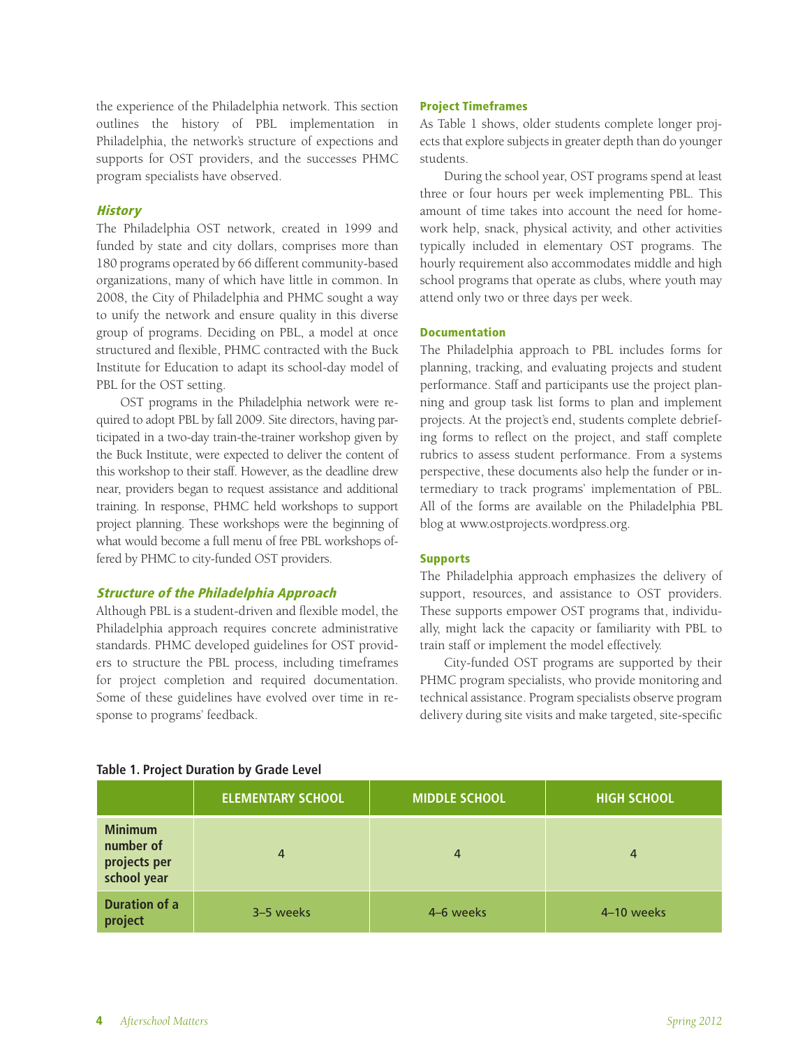the experience of the Philadelphia network. This section outlines the history of PBL implementation in Philadelphia, the network's structure of expections and supports for OST providers, and the successes PHMC program specialists have observed.

### *History*

The Philadelphia OST network, created in 1999 and funded by state and city dollars, comprises more than 180 programs operated by 66 different community-based organizations, many of which have little in common. In 2008, the City of Philadelphia and PHMC sought a way to unify the network and ensure quality in this diverse group of programs. Deciding on PBL, a model at once structured and flexible, PHMC contracted with the Buck Institute for Education to adapt its school-day model of PBL for the OST setting.

OST programs in the Philadelphia network were required to adopt PBL by fall 2009. Site directors, having participated in a two-day train-the-trainer workshop given by the Buck Institute, were expected to deliver the content of this workshop to their staff. However, as the deadline drew near, providers began to request assistance and additional training. In response, PHMC held workshops to support project planning. These workshops were the beginning of what would become a full menu of free PBL workshops offered by PHMC to city-funded OST providers.

### *Structure of the Philadelphia Approach*

Although PBL is a student-driven and flexible model, the Philadelphia approach requires concrete administrative standards. PHMC developed guidelines for OST providers to structure the PBL process, including timeframes for project completion and required documentation. Some of these guidelines have evolved over time in response to programs' feedback.

#### Project Timeframes

As Table 1 shows, older students complete longer projects that explore subjects in greater depth than do younger students.

During the school year, OST programs spend at least three or four hours per week implementing PBL. This amount of time takes into account the need for homework help, snack, physical activity, and other activities typically included in elementary OST programs. The hourly requirement also accommodates middle and high school programs that operate as clubs, where youth may attend only two or three days per week.

#### Documentation

The Philadelphia approach to PBL includes forms for planning, tracking, and evaluating projects and student performance. Staff and participants use the project planning and group task list forms to plan and implement projects. At the project's end, students complete debriefing forms to reflect on the project, and staff complete rubrics to assess student performance. From a systems perspective, these documents also help the funder or intermediary to track programs' implementation of PBL. All of the forms are available on the Philadelphia PBL blog at www.ostprojects.wordpress.org.

#### Supports

The Philadelphia approach emphasizes the delivery of support, resources, and assistance to OST providers. These supports empower OST programs that, individually, might lack the capacity or familiarity with PBL to train staff or implement the model effectively.

City-funded OST programs are supported by their PHMC program specialists, who provide monitoring and technical assistance. Program specialists observe program delivery during site visits and make targeted, site-specific

**Table 1. Project Duration by Grade Level**

| | ELEMENTARY SCHOOL | MIDDLE SCHOOL | HIGH SCHOOL |
|---|---|---|---|
| **Minimum number of projects per school year** | 4 | 4 | 4 |
| **Duration of a project** | 3–5 weeks | 4–6 weeks | 4–10 weeks |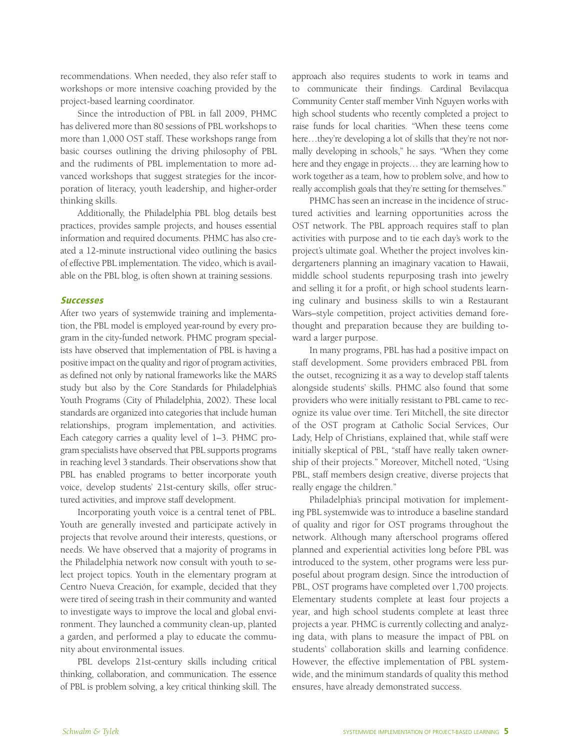recommendations. When needed, they also refer staff to workshops or more intensive coaching provided by the project-based learning coordinator.

Since the introduction of PBL in fall 2009, PHMC has delivered more than 80 sessions of PBL workshops to more than 1,000 OST staff. These workshops range from basic courses outlining the driving philosophy of PBL and the rudiments of PBL implementation to more advanced workshops that suggest strategies for the incorporation of literacy, youth leadership, and higher-order thinking skills.

Additionally, the Philadelphia PBL blog details best practices, provides sample projects, and houses essential information and required documents. PHMC has also created a 12-minute instructional video outlining the basics of effective PBL implementation. The video, which is available on the PBL blog, is often shown at training sessions.

### *Successes*

After two years of systemwide training and implementation, the PBL model is employed year-round by every program in the city-funded network. PHMC program specialists have observed that implementation of PBL is having a positive impact on the quality and rigor of program activities, as defined not only by national frameworks like the MARS study but also by the Core Standards for Philadelphia's Youth Programs (City of Philadelphia, 2002). These local standards are organized into categories that include human relationships, program implementation, and activities. Each category carries a quality level of 1–3. PHMC program specialists have observed that PBL supports programs in reaching level 3 standards. Their observations show that PBL has enabled programs to better incorporate youth voice, develop students' 21st-century skills, offer structured activities, and improve staff development.

Incorporating youth voice is a central tenet of PBL. Youth are generally invested and participate actively in projects that revolve around their interests, questions, or needs. We have observed that a majority of programs in the Philadelphia network now consult with youth to select project topics. Youth in the elementary program at Centro Nueva Creación, for example, decided that they were tired of seeing trash in their community and wanted to investigate ways to improve the local and global environment. They launched a community clean-up, planted a garden, and performed a play to educate the community about environmental issues.

PBL develops 21st-century skills including critical thinking, collaboration, and communication. The essence of PBL is problem solving, a key critical thinking skill. The approach also requires students to work in teams and to communicate their findings. Cardinal Bevilacqua Community Center staff member Vinh Nguyen works with high school students who recently completed a project to raise funds for local charities. "When these teens come here…they're developing a lot of skills that they're not normally developing in schools," he says. "When they come here and they engage in projects… they are learning how to work together as a team, how to problem solve, and how to really accomplish goals that they're setting for themselves."

PHMC has seen an increase in the incidence of structured activities and learning opportunities across the OST network. The PBL approach requires staff to plan activities with purpose and to tie each day's work to the project's ultimate goal. Whether the project involves kindergarteners planning an imaginary vacation to Hawaii, middle school students repurposing trash into jewelry and selling it for a profit, or high school students learning culinary and business skills to win a Restaurant Wars–style competition, project activities demand forethought and preparation because they are building toward a larger purpose.

In many programs, PBL has had a positive impact on staff development. Some providers embraced PBL from the outset, recognizing it as a way to develop staff talents alongside students' skills. PHMC also found that some providers who were initially resistant to PBL came to recognize its value over time. Teri Mitchell, the site director of the OST program at Catholic Social Services, Our Lady, Help of Christians, explained that, while staff were initially skeptical of PBL, "staff have really taken ownership of their projects." Moreover, Mitchell noted, "Using PBL, staff members design creative, diverse projects that really engage the children."

Philadelphia's principal motivation for implementing PBL systemwide was to introduce a baseline standard of quality and rigor for OST programs throughout the network. Although many afterschool programs offered planned and experiential activities long before PBL was introduced to the system, other programs were less purposeful about program design. Since the introduction of PBL, OST programs have completed over 1,700 projects. Elementary students complete at least four projects a year, and high school students complete at least three projects a year. PHMC is currently collecting and analyzing data, with plans to measure the impact of PBL on students' collaboration skills and learning confidence. However, the effective implementation of PBL systemwide, and the minimum standards of quality this method ensures, have already demonstrated success.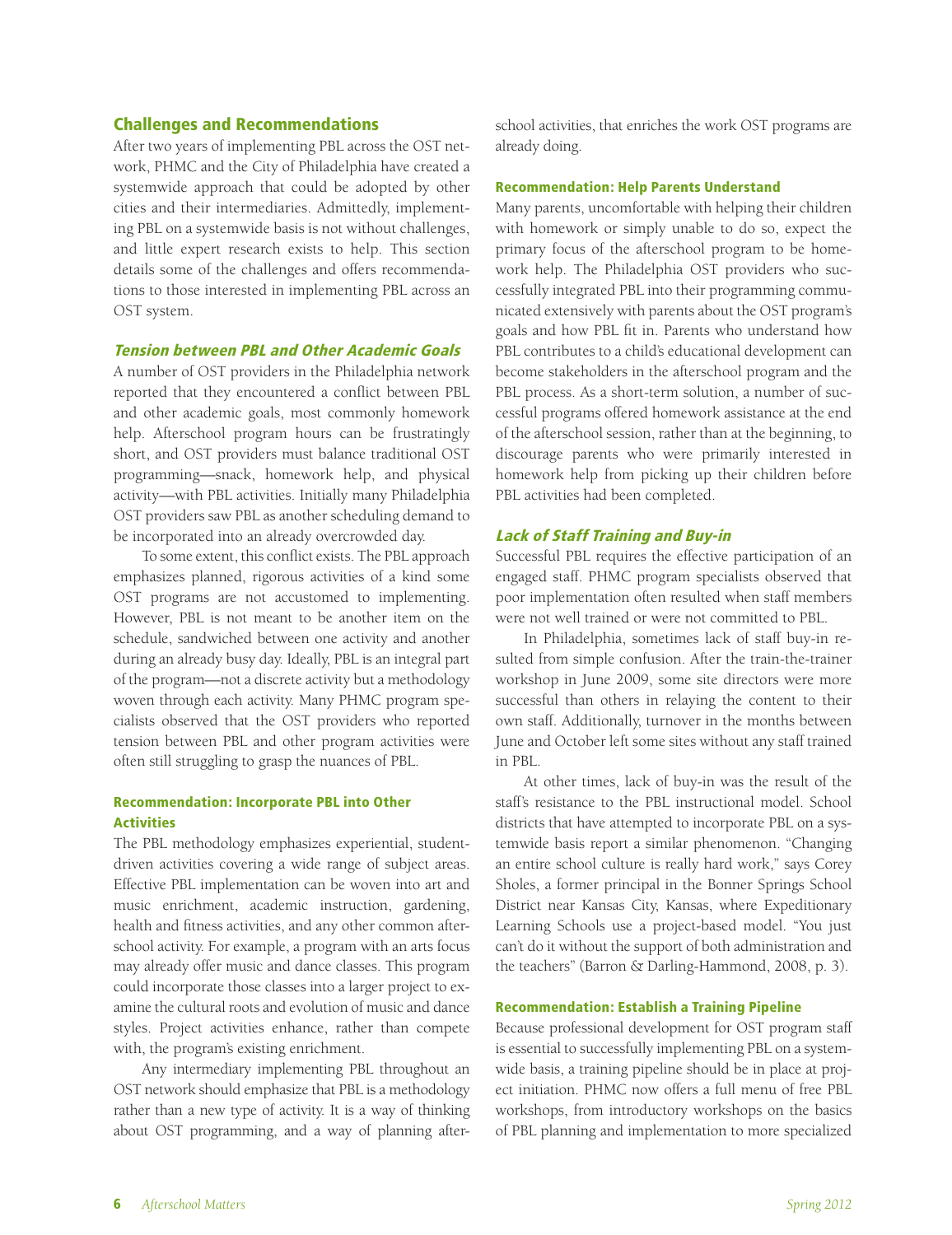## Challenges and Recommendations

After two years of implementing PBL across the OST network, PHMC and the City of Philadelphia have created a systemwide approach that could be adopted by other cities and their intermediaries. Admittedly, implementing PBL on a systemwide basis is not without challenges, and little expert research exists to help. This section details some of the challenges and offers recommendations to those interested in implementing PBL across an OST system.

### *Tension between PBL and Other Academic Goals*

A number of OST providers in the Philadelphia network reported that they encountered a conflict between PBL and other academic goals, most commonly homework help. Afterschool program hours can be frustratingly short, and OST providers must balance traditional OST programming—snack, homework help, and physical activity—with PBL activities. Initially many Philadelphia OST providers saw PBL as another scheduling demand to be incorporated into an already overcrowded day.

To some extent, this conflict exists. The PBL approach emphasizes planned, rigorous activities of a kind some OST programs are not accustomed to implementing. However, PBL is not meant to be another item on the schedule, sandwiched between one activity and another during an already busy day. Ideally, PBL is an integral part of the program—not a discrete activity but a methodology woven through each activity. Many PHMC program specialists observed that the OST providers who reported tension between PBL and other program activities were often still struggling to grasp the nuances of PBL.

#### Recommendation: Incorporate PBL into Other Activities

The PBL methodology emphasizes experiential, student-driven activities covering a wide range of subject areas. Effective PBL implementation can be woven into art and music enrichment, academic instruction, gardening, health and fitness activities, and any other common afterschool activity. For example, a program with an arts focus may already offer music and dance classes. This program could incorporate those classes into a larger project to examine the cultural roots and evolution of music and dance styles. Project activities enhance, rather than compete with, the program's existing enrichment.

Any intermediary implementing PBL throughout an OST network should emphasize that PBL is a methodology rather than a new type of activity. It is a way of thinking about OST programming, and a way of planning afterschool activities, that enriches the work OST programs are already doing.

#### Recommendation: Help Parents Understand

Many parents, uncomfortable with helping their children with homework or simply unable to do so, expect the primary focus of the afterschool program to be homework help. The Philadelphia OST providers who successfully integrated PBL into their programming communicated extensively with parents about the OST program's goals and how PBL fit in. Parents who understand how PBL contributes to a child's educational development can become stakeholders in the afterschool program and the PBL process. As a short-term solution, a number of successful programs offered homework assistance at the end of the afterschool session, rather than at the beginning, to discourage parents who were primarily interested in homework help from picking up their children before PBL activities had been completed.

### *Lack of Staff Training and Buy-in*

Successful PBL requires the effective participation of an engaged staff. PHMC program specialists observed that poor implementation often resulted when staff members were not well trained or were not committed to PBL.

In Philadelphia, sometimes lack of staff buy-in resulted from simple confusion. After the train-the-trainer workshop in June 2009, some site directors were more successful than others in relaying the content to their own staff. Additionally, turnover in the months between June and October left some sites without any staff trained in PBL.

At other times, lack of buy-in was the result of the staff's resistance to the PBL instructional model. School districts that have attempted to incorporate PBL on a systemwide basis report a similar phenomenon. "Changing an entire school culture is really hard work," says Corey Sholes, a former principal in the Bonner Springs School District near Kansas City, Kansas, where Expeditionary Learning Schools use a project-based model. "You just can't do it without the support of both administration and the teachers" (Barron & Darling-Hammond, 2008, p. 3).

#### Recommendation: Establish a Training Pipeline

Because professional development for OST program staff is essential to successfully implementing PBL on a systemwide basis, a training pipeline should be in place at project initiation. PHMC now offers a full menu of free PBL workshops, from introductory workshops on the basics of PBL planning and implementation to more specialized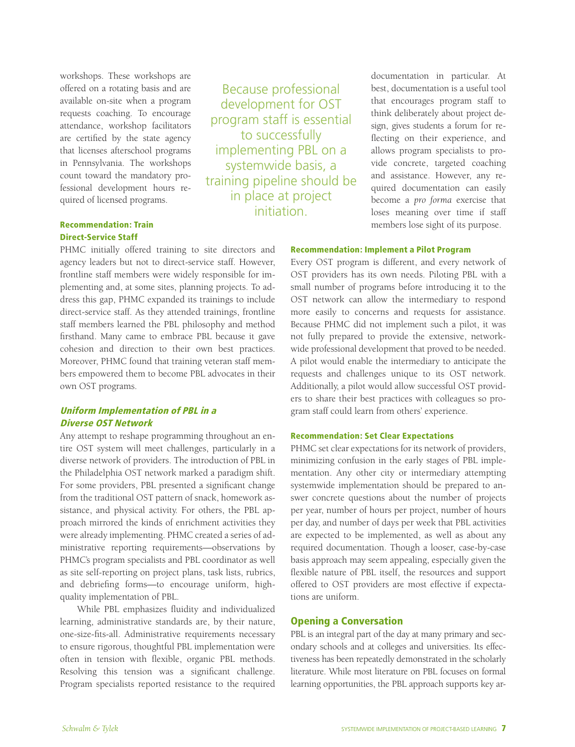workshops. These workshops are offered on a rotating basis and are available on-site when a program requests coaching. To encourage attendance, workshop facilitators are certified by the state agency that licenses afterschool programs in Pennsylvania. The workshops count toward the mandatory professional development hours required of licensed programs.

> Because professional development for OST program staff is essential to successfully implementing PBL on a systemwide basis, a training pipeline should be in place at project initiation.

#### Recommendation: Train Direct-Service Staff

PHMC initially offered training to site directors and agency leaders but not to direct-service staff. However, frontline staff members were widely responsible for implementing and, at some sites, planning projects. To address this gap, PHMC expanded its trainings to include direct-service staff. As they attended trainings, frontline staff members learned the PBL philosophy and method firsthand. Many came to embrace PBL because it gave cohesion and direction to their own best practices. Moreover, PHMC found that training veteran staff members empowered them to become PBL advocates in their own OST programs.

### *Uniform Implementation of PBL in a Diverse OST Network*

Any attempt to reshape programming throughout an entire OST system will meet challenges, particularly in a diverse network of providers. The introduction of PBL in the Philadelphia OST network marked a paradigm shift. For some providers, PBL presented a significant change from the traditional OST pattern of snack, homework assistance, and physical activity. For others, the PBL approach mirrored the kinds of enrichment activities they were already implementing. PHMC created a series of administrative reporting requirements—observations by PHMC's program specialists and PBL coordinator as well as site self-reporting on project plans, task lists, rubrics, and debriefing forms—to encourage uniform, high-quality implementation of PBL.

While PBL emphasizes fluidity and individualized learning, administrative standards are, by their nature, one-size-fits-all. Administrative requirements necessary to ensure rigorous, thoughtful PBL implementation were often in tension with flexible, organic PBL methods. Resolving this tension was a significant challenge. Program specialists reported resistance to the required documentation in particular. At best, documentation is a useful tool that encourages program staff to think deliberately about project design, gives students a forum for reflecting on their experience, and allows program specialists to provide concrete, targeted coaching and assistance. However, any required documentation can easily become a *pro forma* exercise that loses meaning over time if staff members lose sight of its purpose.

#### Recommendation: Implement a Pilot Program

Every OST program is different, and every network of OST providers has its own needs. Piloting PBL with a small number of programs before introducing it to the OST network can allow the intermediary to respond more easily to concerns and requests for assistance. Because PHMC did not implement such a pilot, it was not fully prepared to provide the extensive, network-wide professional development that proved to be needed. A pilot would enable the intermediary to anticipate the requests and challenges unique to its OST network. Additionally, a pilot would allow successful OST providers to share their best practices with colleagues so program staff could learn from others' experience.

#### Recommendation: Set Clear Expectations

PHMC set clear expectations for its network of providers, minimizing confusion in the early stages of PBL implementation. Any other city or intermediary attempting systemwide implementation should be prepared to answer concrete questions about the number of projects per year, number of hours per project, number of hours per day, and number of days per week that PBL activities are expected to be implemented, as well as about any required documentation. Though a looser, case-by-case basis approach may seem appealing, especially given the flexible nature of PBL itself, the resources and support offered to OST providers are most effective if expectations are uniform.

## Opening a Conversation

PBL is an integral part of the day at many primary and secondary schools and at colleges and universities. Its effectiveness has been repeatedly demonstrated in the scholarly literature. While most literature on PBL focuses on formal learning opportunities, the PBL approach supports key ar-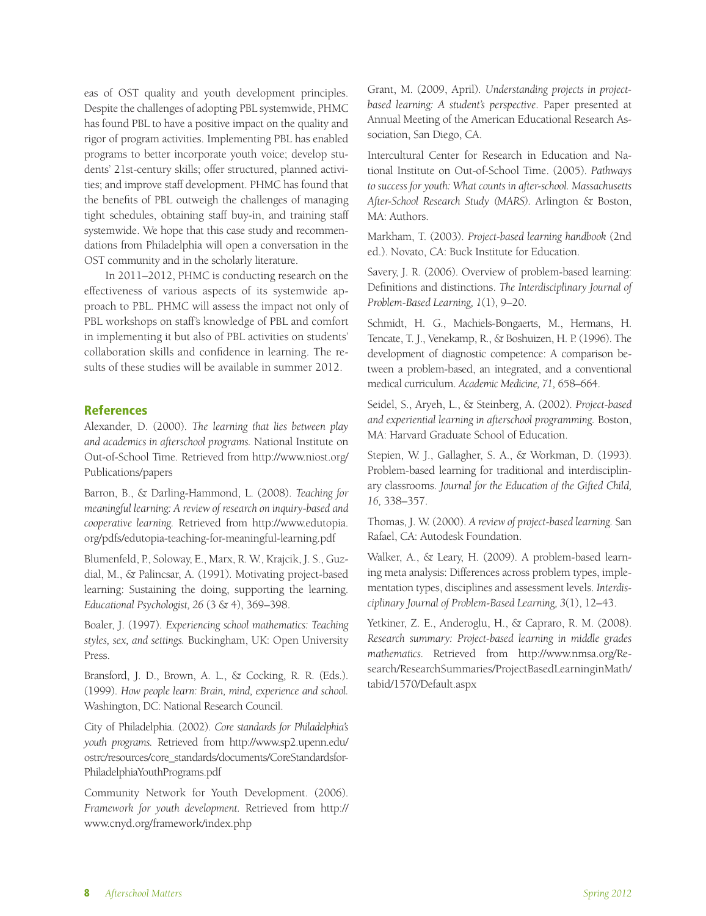eas of OST quality and youth development principles. Despite the challenges of adopting PBL systemwide, PHMC has found PBL to have a positive impact on the quality and rigor of program activities. Implementing PBL has enabled programs to better incorporate youth voice; develop students' 21st-century skills; offer structured, planned activities; and improve staff development. PHMC has found that the benefits of PBL outweigh the challenges of managing tight schedules, obtaining staff buy-in, and training staff systemwide. We hope that this case study and recommendations from Philadelphia will open a conversation in the OST community and in the scholarly literature.

In 2011–2012, PHMC is conducting research on the effectiveness of various aspects of its systemwide approach to PBL. PHMC will assess the impact not only of PBL workshops on staff's knowledge of PBL and comfort in implementing it but also of PBL activities on students' collaboration skills and confidence in learning. The results of these studies will be available in summer 2012.

## References

Alexander, D. (2000). *The learning that lies between play and academics in afterschool programs.* National Institute on Out-of-School Time. Retrieved from http://www.niost.org/Publications/papers

Barron, B., & Darling-Hammond, L. (2008). *Teaching for meaningful learning: A review of research on inquiry-based and cooperative learning.* Retrieved from http://www.edutopia.org/pdfs/edutopia-teaching-for-meaningful-learning.pdf

Blumenfeld, P., Soloway, E., Marx, R. W., Krajcik, J. S., Guzdial, M., & Palincsar, A. (1991). Motivating project-based learning: Sustaining the doing, supporting the learning. *Educational Psychologist, 26* (3 & 4), 369–398.

Boaler, J. (1997). *Experiencing school mathematics: Teaching styles, sex, and settings.* Buckingham, UK: Open University Press.

Bransford, J. D., Brown, A. L., & Cocking, R. R. (Eds.). (1999). *How people learn: Brain, mind, experience and school.* Washington, DC: National Research Council.

City of Philadelphia. (2002). *Core standards for Philadelphia's youth programs.* Retrieved from http://www.sp2.upenn.edu/ostrc/resources/core_standards/documents/CoreStandardsforPhiladelphiaYouthPrograms.pdf

Community Network for Youth Development. (2006). *Framework for youth development.* Retrieved from http://www.cnyd.org/framework/index.php

Grant, M. (2009, April). *Understanding projects in project-based learning: A student's perspective.* Paper presented at Annual Meeting of the American Educational Research Association, San Diego, CA.

Intercultural Center for Research in Education and National Institute on Out-of-School Time. (2005). *Pathways to success for youth: What counts in after-school. Massachusetts After-School Research Study (MARS).* Arlington & Boston, MA: Authors.

Markham, T. (2003). *Project-based learning handbook* (2nd ed.). Novato, CA: Buck Institute for Education.

Savery, J. R. (2006). Overview of problem-based learning: Definitions and distinctions. *The Interdisciplinary Journal of Problem-Based Learning, 1*(1), 9–20.

Schmidt, H. G., Machiels-Bongaerts, M., Hermans, H. Tencate, T. J., Venekamp, R., & Boshuizen, H. P. (1996). The development of diagnostic competence: A comparison between a problem-based, an integrated, and a conventional medical curriculum. *Academic Medicine, 71,* 658–664.

Seidel, S., Aryeh, L., & Steinberg, A. (2002). *Project-based and experiential learning in afterschool programming.* Boston, MA: Harvard Graduate School of Education.

Stepien, W. J., Gallagher, S. A., & Workman, D. (1993). Problem-based learning for traditional and interdisciplinary classrooms. *Journal for the Education of the Gifted Child, 16,* 338–357.

Thomas, J. W. (2000). *A review of project-based learning.* San Rafael, CA: Autodesk Foundation.

Walker, A., & Leary, H. (2009). A problem-based learning meta analysis: Differences across problem types, implementation types, disciplines and assessment levels. *Interdisciplinary Journal of Problem-Based Learning, 3*(1), 12–43.

Yetkiner, Z. E., Anderoglu, H., & Capraro, R. M. (2008). *Research summary: Project-based learning in middle grades mathematics.* Retrieved from http://www.nmsa.org/Research/ResearchSummaries/ProjectBasedLearninginMath/tabid/1570/Default.aspx